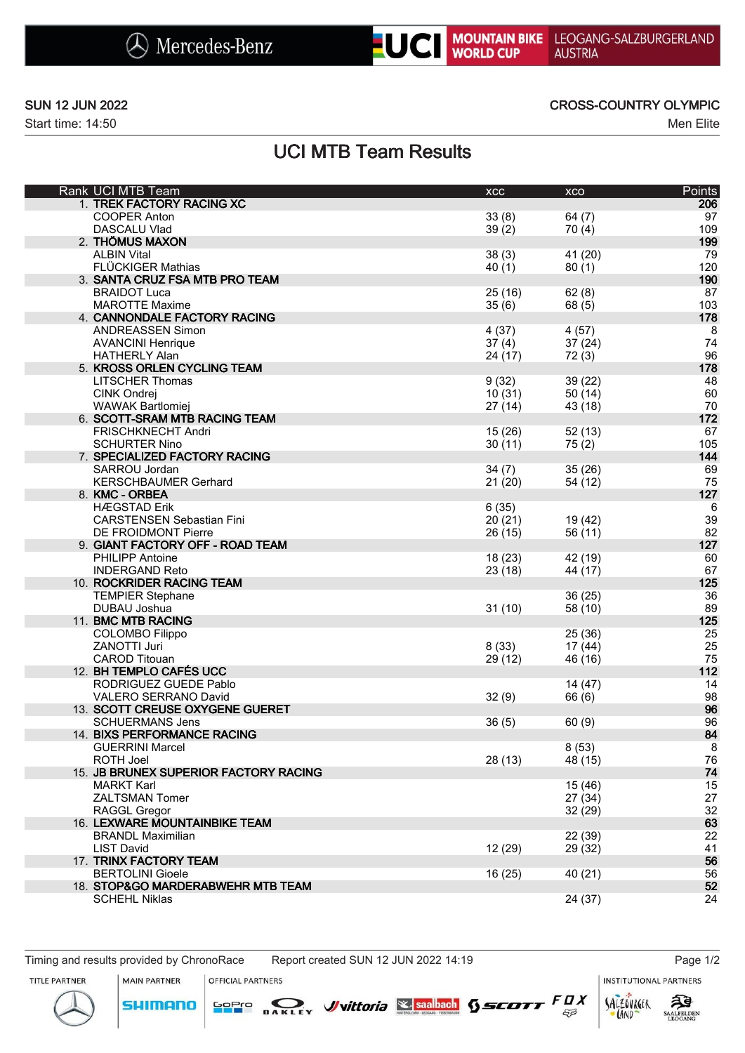Mercedes-Benz | UCI MOUNTAIN BIKE WORLD CUP | LEOGANG-SALZBURGERLAND AUSTRIA

SUN 12 JUN 2022
Start time: 14:50

CROSS-COUNTRY OLYMPIC
Men Elite

# UCI MTB Team Results

| Rank | UCI MTB Team | XCC | XCO | Points |
|---|---|---|---|---|
| 1. | **TREK FACTORY RACING XC** | | | **206** |
| | COOPER Anton | 33 (8) | 64 (7) | 97 |
| | DASCALU Vlad | 39 (2) | 70 (4) | 109 |
| 2. | **THÖMUS MAXON** | | | **199** |
| | ALBIN Vital | 38 (3) | 41 (20) | 79 |
| | FLÜCKIGER Mathias | 40 (1) | 80 (1) | 120 |
| 3. | **SANTA CRUZ FSA MTB PRO TEAM** | | | **190** |
| | BRAIDOT Luca | 25 (16) | 62 (8) | 87 |
| | MAROTTE Maxime | 35 (6) | 68 (5) | 103 |
| 4. | **CANNONDALE FACTORY RACING** | | | **178** |
| | ANDREASSEN Simon | 4 (37) | 4 (57) | 8 |
| | AVANCINI Henrique | 37 (4) | 37 (24) | 74 |
| | HATHERLY Alan | 24 (17) | 72 (3) | 96 |
| 5. | **KROSS ORLEN CYCLING TEAM** | | | **178** |
| | LITSCHER Thomas | 9 (32) | 39 (22) | 48 |
| | CINK Ondrej | 10 (31) | 50 (14) | 60 |
| | WAWAK Bartlomiej | 27 (14) | 43 (18) | 70 |
| 6. | **SCOTT-SRAM MTB RACING TEAM** | | | **172** |
| | FRISCHKNECHT Andri | 15 (26) | 52 (13) | 67 |
| | SCHURTER Nino | 30 (11) | 75 (2) | 105 |
| 7. | **SPECIALIZED FACTORY RACING** | | | **144** |
| | SARROU Jordan | 34 (7) | 35 (26) | 69 |
| | KERSCHBAUMER Gerhard | 21 (20) | 54 (12) | 75 |
| 8. | **KMC - ORBEA** | | | **127** |
| | HÆGSTAD Erik | 6 (35) | | 6 |
| | CARSTENSEN Sebastian Fini | 20 (21) | 19 (42) | 39 |
| | DE FROIDMONT Pierre | 26 (15) | 56 (11) | 82 |
| 9. | **GIANT FACTORY OFF - ROAD TEAM** | | | **127** |
| | PHILIPP Antoine | 18 (23) | 42 (19) | 60 |
| | INDERGAND Reto | 23 (18) | 44 (17) | 67 |
| 10. | **ROCKRIDER RACING TEAM** | | | **125** |
| | TEMPIER Stephane | | 36 (25) | 36 |
| | DUBAU Joshua | 31 (10) | 58 (10) | 89 |
| 11. | **BMC MTB RACING** | | | **125** |
| | COLOMBO Filippo | | 25 (36) | 25 |
| | ZANOTTI Juri | 8 (33) | 17 (44) | 25 |
| | CAROD Titouan | 29 (12) | 46 (16) | 75 |
| 12. | **BH TEMPLO CAFÉS UCC** | | | **112** |
| | RODRIGUEZ GUEDE Pablo | | 14 (47) | 14 |
| | VALERO SERRANO David | 32 (9) | 66 (6) | 98 |
| 13. | **SCOTT CREUSE OXYGENE GUERET** | | | **96** |
| | SCHUERMANS Jens | 36 (5) | 60 (9) | 96 |
| 14. | **BIXS PERFORMANCE RACING** | | | **84** |
| | GUERRINI Marcel | | 8 (53) | 8 |
| | ROTH Joel | 28 (13) | 48 (15) | 76 |
| 15. | **JB BRUNEX SUPERIOR FACTORY RACING** | | | **74** |
| | MARKT Karl | | 15 (46) | 15 |
| | ZALTSMAN Tomer | | 27 (34) | 27 |
| | RAGGL Gregor | | 32 (29) | 32 |
| 16. | **LEXWARE MOUNTAINBIKE TEAM** | | | **63** |
| | BRANDL Maximilian | | 22 (39) | 22 |
| | LIST David | 12 (29) | 29 (32) | 41 |
| 17. | **TRINX FACTORY TEAM** | | | **56** |
| | BERTOLINI Gioele | 16 (25) | 40 (21) | 56 |
| 18. | **STOP&GO MARDERABWEHR MTB TEAM** | | | **52** |
| | SCHEHL Niklas | | 24 (37) | 24 |

Timing and results provided by ChronoRace | Report created SUN 12 JUN 2022 14:19

TITLE PARTNER | MAIN PARTNER | OFFICIAL PARTNERS | INSTITUTIONAL PARTNERS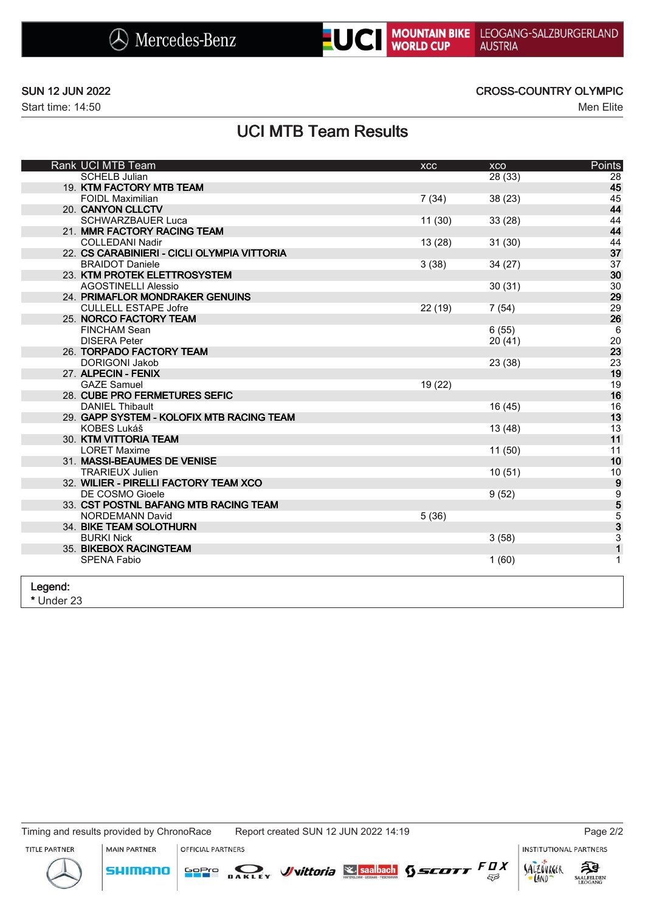SUN 12 JUN 2022

Start time: 14:50

CROSS-COUNTRY OLYMPIC

Men Elite

# UCI MTB Team Results

| Rank | UCI MTB Team | XCC | XCO | Points |
|---|---|---|---|---|
| | SCHELB Julian | | 28 (33) | 28 |
| 19. | **KTM FACTORY MTB TEAM** | | | **45** |
| | FOIDL Maximilian | 7 (34) | 38 (23) | 45 |
| 20. | **CANYON CLLCTV** | | | **44** |
| | SCHWARZBAUER Luca | 11 (30) | 33 (28) | 44 |
| 21. | **MMR FACTORY RACING TEAM** | | | **44** |
| | COLLEDANI Nadir | 13 (28) | 31 (30) | 44 |
| 22. | **CS CARABINIERI - CICLI OLYMPIA VITTORIA** | | | **37** |
| | BRAIDOT Daniele | 3 (38) | 34 (27) | 37 |
| 23. | **KTM PROTEK ELETTROSYSTEM** | | | **30** |
| | AGOSTINELLI Alessio | | 30 (31) | 30 |
| 24. | **PRIMAFLOR MONDRAKER GENUINS** | | | **29** |
| | CULLELL ESTAPE Jofre | 22 (19) | 7 (54) | 29 |
| 25. | **NORCO FACTORY TEAM** | | | **26** |
| | FINCHAM Sean | | 6 (55) | 6 |
| | DISERA Peter | | 20 (41) | 20 |
| 26. | **TORPADO FACTORY TEAM** | | | **23** |
| | DORIGONI Jakob | | 23 (38) | 23 |
| 27. | **ALPECIN - FENIX** | | | **19** |
| | GAZE Samuel | 19 (22) | | 19 |
| 28. | **CUBE PRO FERMETURES SEFIC** | | | **16** |
| | DANIEL Thibault | | 16 (45) | 16 |
| 29. | **GAPP SYSTEM - KOLOFIX MTB RACING TEAM** | | | **13** |
| | KOBES Lukáš | | 13 (48) | 13 |
| 30. | **KTM VITTORIA TEAM** | | | **11** |
| | LORET Maxime | | 11 (50) | 11 |
| 31. | **MASSI-BEAUMES DE VENISE** | | | **10** |
| | TRARIEUX Julien | | 10 (51) | 10 |
| 32. | **WILIER - PIRELLI FACTORY TEAM XCO** | | | **9** |
| | DE COSMO Gioele | | 9 (52) | 9 |
| 33. | **CST POSTNL BAFANG MTB RACING TEAM** | | | **5** |
| | NORDEMANN David | 5 (36) | | 5 |
| 34. | **BIKE TEAM SOLOTHURN** | | | **3** |
| | BURKI Nick | | 3 (58) | 3 |
| 35. | **BIKEBOX RACINGTEAM** | | | **1** |
| | SPENA Fabio | | 1 (60) | 1 |

Legend:

**\*** Under 23

Timing and results provided by ChronoRace    Report created SUN 12 JUN 2022 14:19